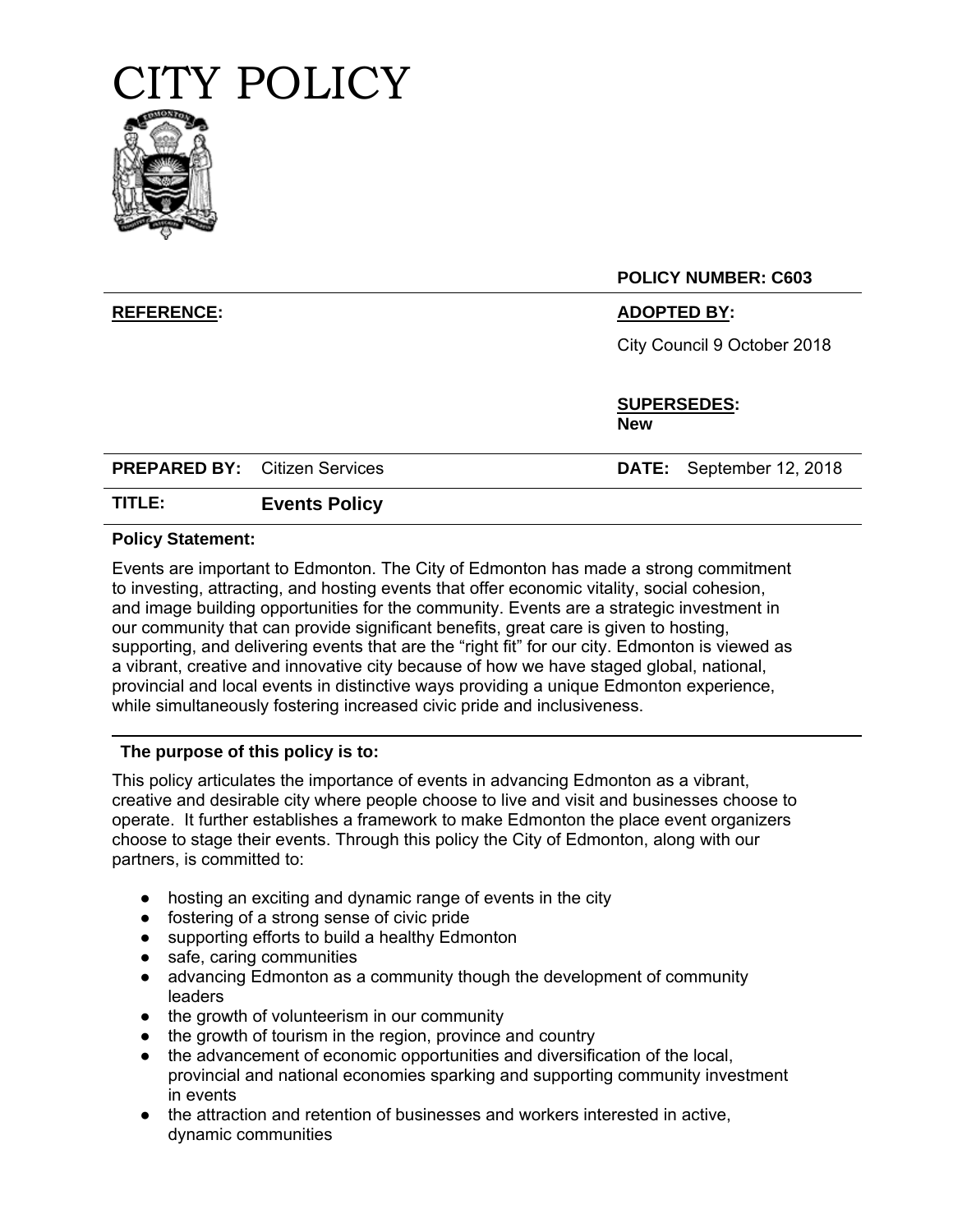# CITY POLICY

| | |
|---|---|
| | **POLICY NUMBER: C603** |
| **REFERENCE:** | **ADOPTED BY:** City Council 9 October 2018 |
| | **SUPERSEDES:** **New** |
| **PREPARED BY:** Citizen Services | **DATE:** September 12, 2018 |
| **TITLE:** **Events Policy** | |

**Policy Statement:**

Events are important to Edmonton. The City of Edmonton has made a strong commitment to investing, attracting, and hosting events that offer economic vitality, social cohesion, and image building opportunities for the community. Events are a strategic investment in our community that can provide significant benefits, great care is given to hosting, supporting, and delivering events that are the "right fit" for our city. Edmonton is viewed as a vibrant, creative and innovative city because of how we have staged global, national, provincial and local events in distinctive ways providing a unique Edmonton experience, while simultaneously fostering increased civic pride and inclusiveness.

**The purpose of this policy is to:**

This policy articulates the importance of events in advancing Edmonton as a vibrant, creative and desirable city where people choose to live and visit and businesses choose to operate. It further establishes a framework to make Edmonton the place event organizers choose to stage their events. Through this policy the City of Edmonton, along with our partners, is committed to:

- hosting an exciting and dynamic range of events in the city
- fostering of a strong sense of civic pride
- supporting efforts to build a healthy Edmonton
- safe, caring communities
- advancing Edmonton as a community though the development of community leaders
- the growth of volunteerism in our community
- the growth of tourism in the region, province and country
- the advancement of economic opportunities and diversification of the local, provincial and national economies sparking and supporting community investment in events
- the attraction and retention of businesses and workers interested in active, dynamic communities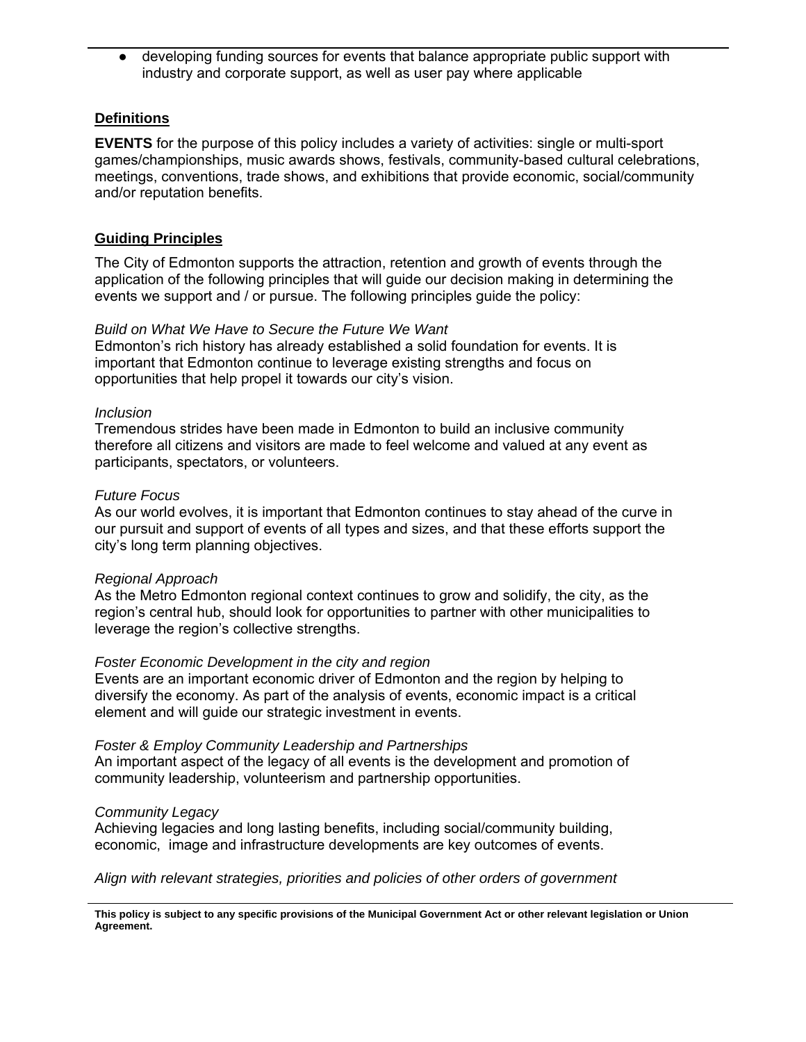- developing funding sources for events that balance appropriate public support with industry and corporate support, as well as user pay where applicable

## Definitions

**EVENTS** for the purpose of this policy includes a variety of activities: single or multi-sport games/championships, music awards shows, festivals, community-based cultural celebrations, meetings, conventions, trade shows, and exhibitions that provide economic, social/community and/or reputation benefits.

## Guiding Principles

The City of Edmonton supports the attraction, retention and growth of events through the application of the following principles that will guide our decision making in determining the events we support and / or pursue. The following principles guide the policy:

*Build on What We Have to Secure the Future We Want*
Edmonton's rich history has already established a solid foundation for events. It is important that Edmonton continue to leverage existing strengths and focus on opportunities that help propel it towards our city's vision.

*Inclusion*
Tremendous strides have been made in Edmonton to build an inclusive community therefore all citizens and visitors are made to feel welcome and valued at any event as participants, spectators, or volunteers.

*Future Focus*
As our world evolves, it is important that Edmonton continues to stay ahead of the curve in our pursuit and support of events of all types and sizes, and that these efforts support the city's long term planning objectives.

*Regional Approach*
As the Metro Edmonton regional context continues to grow and solidify, the city, as the region's central hub, should look for opportunities to partner with other municipalities to leverage the region's collective strengths.

*Foster Economic Development in the city and region*
Events are an important economic driver of Edmonton and the region by helping to diversify the economy. As part of the analysis of events, economic impact is a critical element and will guide our strategic investment in events.

*Foster & Employ Community Leadership and Partnerships*
An important aspect of the legacy of all events is the development and promotion of community leadership, volunteerism and partnership opportunities.

*Community Legacy*
Achieving legacies and long lasting benefits, including social/community building, economic, image and infrastructure developments are key outcomes of events.

*Align with relevant strategies, priorities and policies of other orders of government*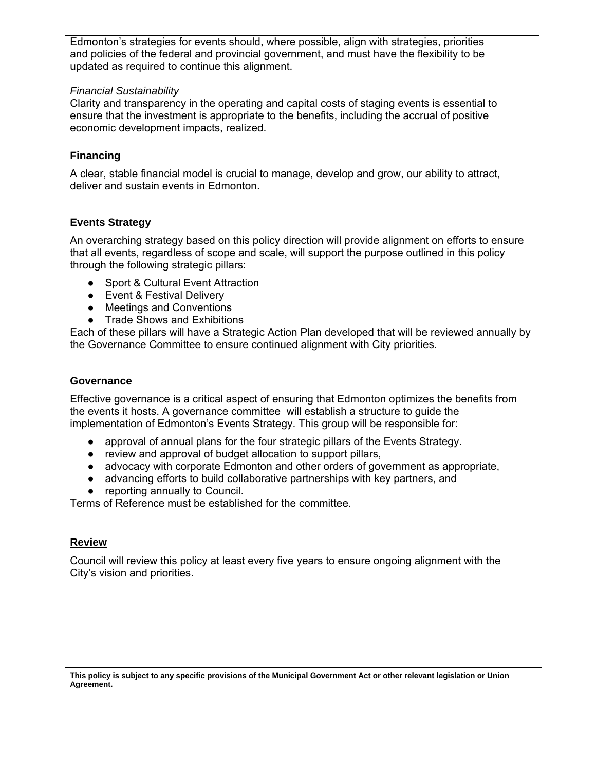Edmonton's strategies for events should, where possible, align with strategies, priorities and policies of the federal and provincial government, and must have the flexibility to be updated as required to continue this alignment.

*Financial Sustainability*

Clarity and transparency in the operating and capital costs of staging events is essential to ensure that the investment is appropriate to the benefits, including the accrual of positive economic development impacts, realized.

### Financing

A clear, stable financial model is crucial to manage, develop and grow, our ability to attract, deliver and sustain events in Edmonton.

### Events Strategy

An overarching strategy based on this policy direction will provide alignment on efforts to ensure that all events, regardless of scope and scale, will support the purpose outlined in this policy through the following strategic pillars:

- Sport & Cultural Event Attraction
- Event & Festival Delivery
- Meetings and Conventions
- Trade Shows and Exhibitions

Each of these pillars will have a Strategic Action Plan developed that will be reviewed annually by the Governance Committee to ensure continued alignment with City priorities.

### Governance

Effective governance is a critical aspect of ensuring that Edmonton optimizes the benefits from the events it hosts. A governance committee will establish a structure to guide the implementation of Edmonton's Events Strategy. This group will be responsible for:

- approval of annual plans for the four strategic pillars of the Events Strategy.
- review and approval of budget allocation to support pillars,
- advocacy with corporate Edmonton and other orders of government as appropriate,
- advancing efforts to build collaborative partnerships with key partners, and
- reporting annually to Council.

Terms of Reference must be established for the committee.

### Review

Council will review this policy at least every five years to ensure ongoing alignment with the City's vision and priorities.

**This policy is subject to any specific provisions of the Municipal Government Act or other relevant legislation or Union Agreement.**